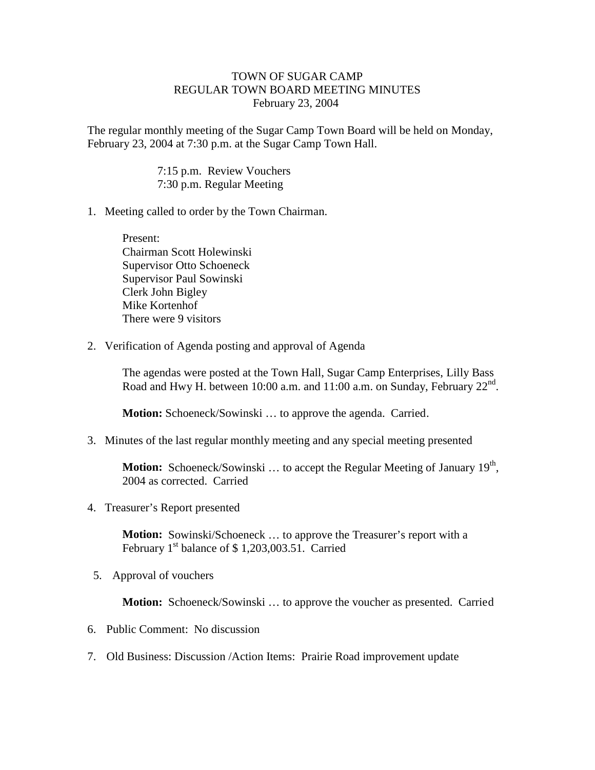# TOWN OF SUGAR CAMP
## REGULAR TOWN BOARD MEETING MINUTES
### February 23, 2004

The regular monthly meeting of the Sugar Camp Town Board will be held on Monday, February 23, 2004 at 7:30 p.m. at the Sugar Camp Town Hall.

7:15 p.m. Review Vouchers
7:30 p.m. Regular Meeting

1. Meeting called to order by the Town Chairman.

   Present:
   Chairman Scott Holewinski
   Supervisor Otto Schoeneck
   Supervisor Paul Sowinski
   Clerk John Bigley
   Mike Kortenhof
   There were 9 visitors

2. Verification of Agenda posting and approval of Agenda

   The agendas were posted at the Town Hall, Sugar Camp Enterprises, Lilly Bass Road and Hwy H. between 10:00 a.m. and 11:00 a.m. on Sunday, February 22nd.

   **Motion:** Schoeneck/Sowinski … to approve the agenda. Carried.

3. Minutes of the last regular monthly meeting and any special meeting presented

   **Motion:** Schoeneck/Sowinski … to accept the Regular Meeting of January 19th, 2004 as corrected. Carried

4. Treasurer's Report presented

   **Motion:** Sowinski/Schoeneck … to approve the Treasurer's report with a February 1st balance of $ 1,203,003.51. Carried

5. Approval of vouchers

   **Motion:** Schoeneck/Sowinski … to approve the voucher as presented. Carried

6. Public Comment: No discussion

7. Old Business: Discussion /Action Items: Prairie Road improvement update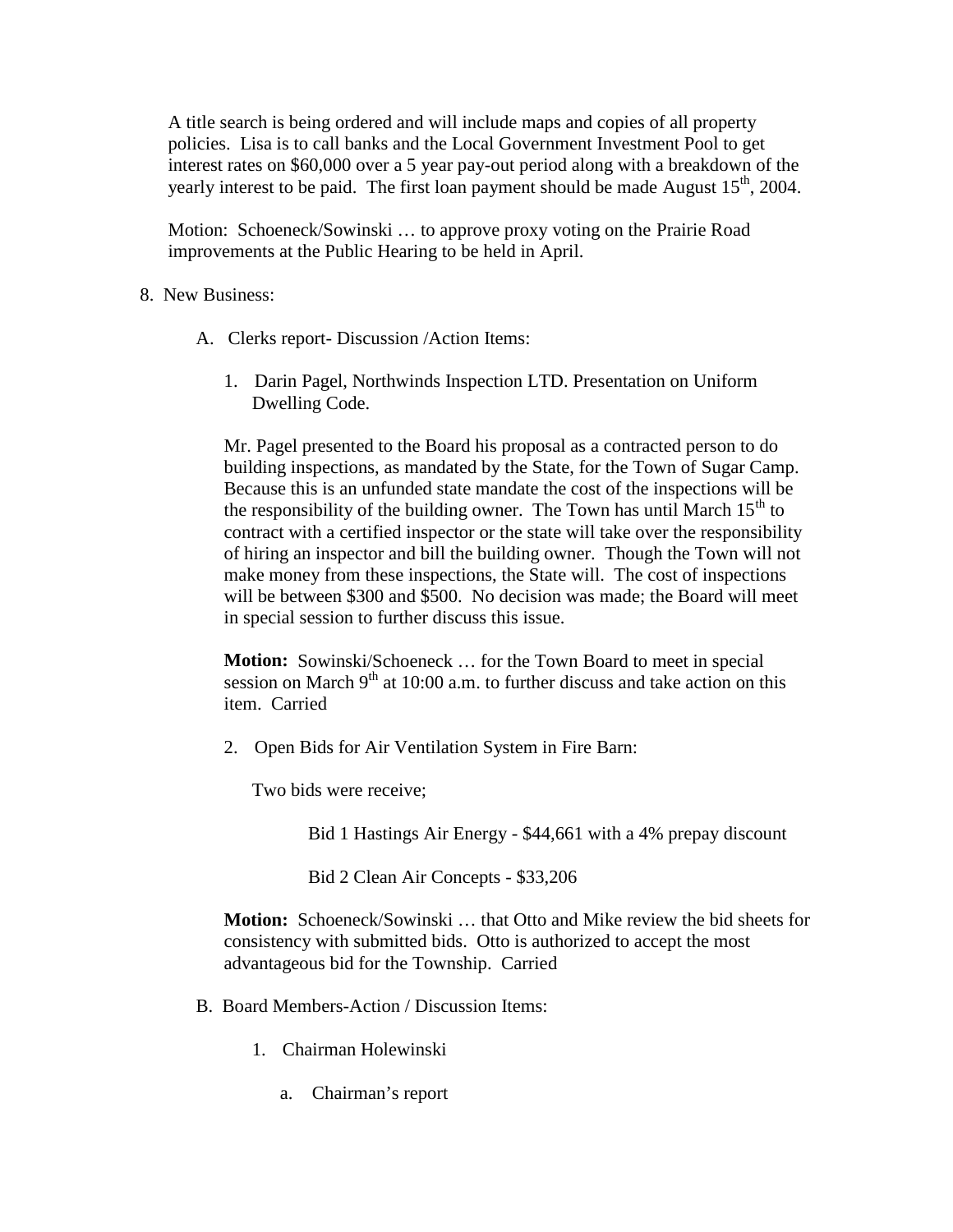A title search is being ordered and will include maps and copies of all property policies. Lisa is to call banks and the Local Government Investment Pool to get interest rates on $60,000 over a 5 year pay-out period along with a breakdown of the yearly interest to be paid. The first loan payment should be made August 15th, 2004.

Motion: Schoeneck/Sowinski … to approve proxy voting on the Prairie Road improvements at the Public Hearing to be held in April.

8. New Business:

   A. Clerks report- Discussion /Action Items:

      1. Darin Pagel, Northwinds Inspection LTD. Presentation on Uniform Dwelling Code.

      Mr. Pagel presented to the Board his proposal as a contracted person to do building inspections, as mandated by the State, for the Town of Sugar Camp. Because this is an unfunded state mandate the cost of the inspections will be the responsibility of the building owner. The Town has until March 15th to contract with a certified inspector or the state will take over the responsibility of hiring an inspector and bill the building owner. Though the Town will not make money from these inspections, the State will. The cost of inspections will be between $300 and $500. No decision was made; the Board will meet in special session to further discuss this issue.

      **Motion:** Sowinski/Schoeneck … for the Town Board to meet in special session on March 9th at 10:00 a.m. to further discuss and take action on this item. Carried

      2. Open Bids for Air Ventilation System in Fire Barn:

      Two bids were receive;

      Bid 1 Hastings Air Energy - $44,661 with a 4% prepay discount

      Bid 2 Clean Air Concepts - $33,206

      **Motion:** Schoeneck/Sowinski … that Otto and Mike review the bid sheets for consistency with submitted bids. Otto is authorized to accept the most advantageous bid for the Township. Carried

   B. Board Members-Action / Discussion Items:

      1. Chairman Holewinski

         a. Chairman's report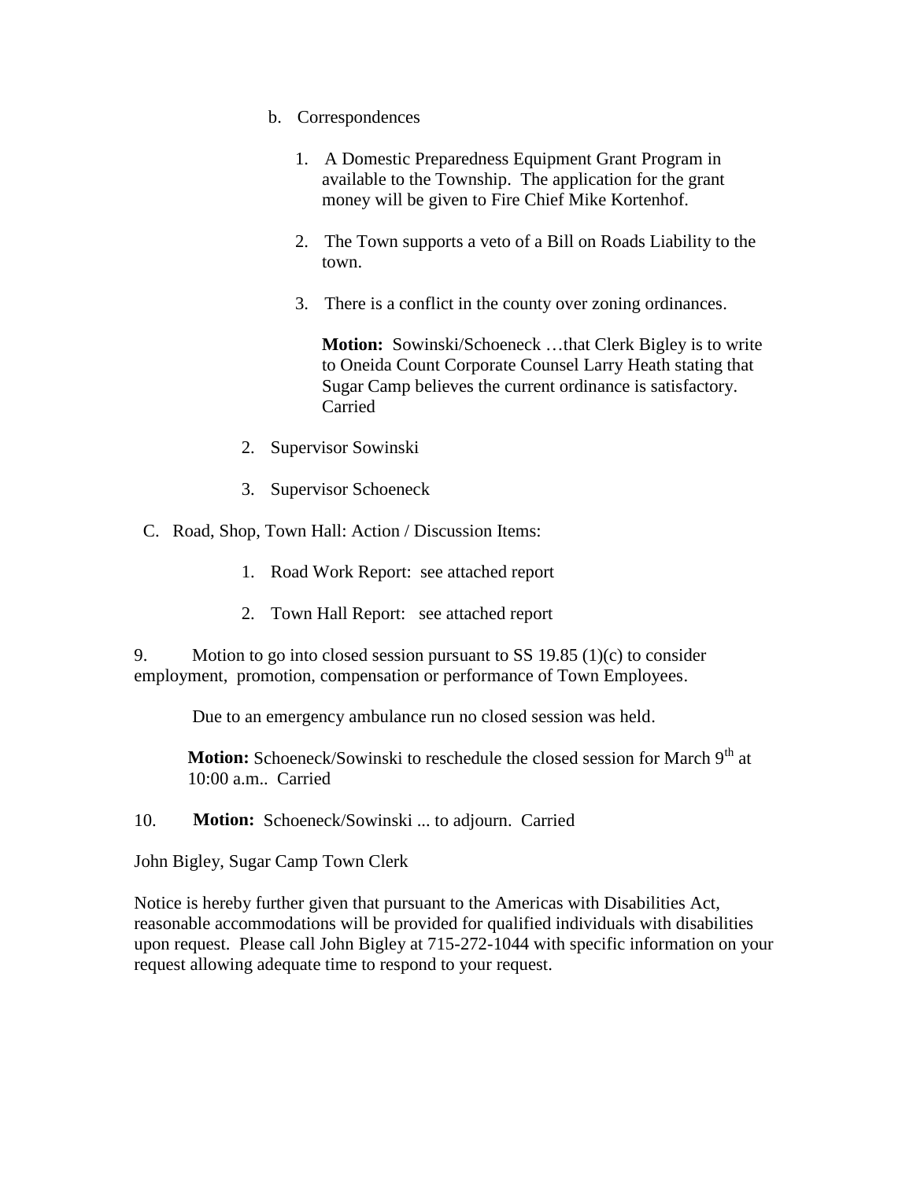b. Correspondences

1. A Domestic Preparedness Equipment Grant Program in available to the Township. The application for the grant money will be given to Fire Chief Mike Kortenhof.

2. The Town supports a veto of a Bill on Roads Liability to the town.

3. There is a conflict in the county over zoning ordinances.

   **Motion:** Sowinski/Schoeneck …that Clerk Bigley is to write to Oneida Count Corporate Counsel Larry Heath stating that Sugar Camp believes the current ordinance is satisfactory. Carried

2. Supervisor Sowinski

3. Supervisor Schoeneck

C. Road, Shop, Town Hall: Action / Discussion Items:

1. Road Work Report: see attached report

2. Town Hall Report: see attached report

9. Motion to go into closed session pursuant to SS 19.85 (1)(c) to consider employment, promotion, compensation or performance of Town Employees.

Due to an emergency ambulance run no closed session was held.

**Motion:** Schoeneck/Sowinski to reschedule the closed session for March 9th at 10:00 a.m.. Carried

10. **Motion:** Schoeneck/Sowinski ... to adjourn. Carried

John Bigley, Sugar Camp Town Clerk

Notice is hereby further given that pursuant to the Americas with Disabilities Act, reasonable accommodations will be provided for qualified individuals with disabilities upon request. Please call John Bigley at 715-272-1044 with specific information on your request allowing adequate time to respond to your request.